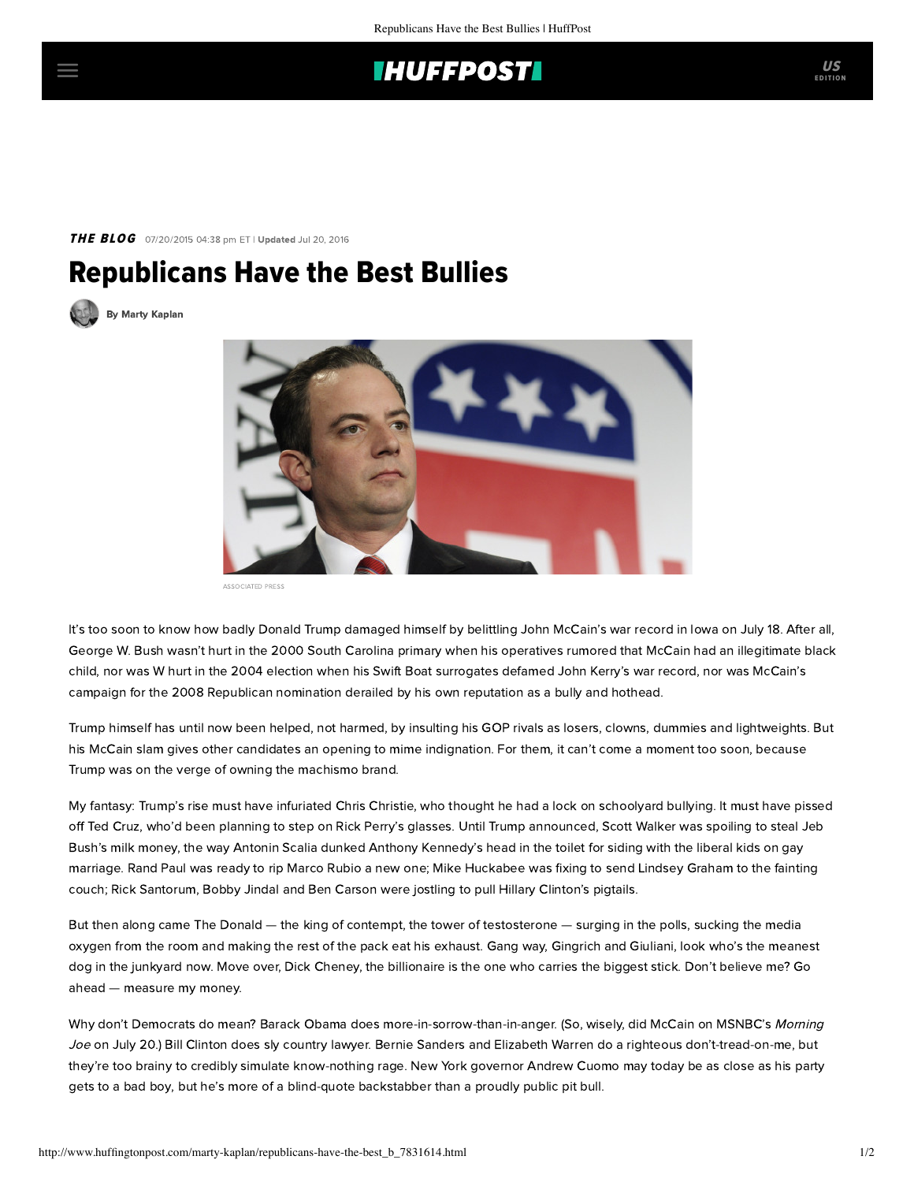**THE BLOG** 07/20/2015 04:38 pm ET | **Updated** Jul 20, 2016

# Republicans Have the Best Bullies

By Marty Kaplan

ASSOCIATED PRESS

It's too soon to know how badly Donald Trump damaged himself by belittling John McCain's war record in Iowa on July 18. After all, George W. Bush wasn't hurt in the 2000 South Carolina primary when his operatives rumored that McCain had an illegitimate black child, nor was W hurt in the 2004 election when his Swift Boat surrogates defamed John Kerry's war record, nor was McCain's campaign for the 2008 Republican nomination derailed by his own reputation as a bully and hothead.

Trump himself has until now been helped, not harmed, by insulting his GOP rivals as losers, clowns, dummies and lightweights. But his McCain slam gives other candidates an opening to mime indignation. For them, it can't come a moment too soon, because Trump was on the verge of owning the machismo brand.

My fantasy: Trump's rise must have infuriated Chris Christie, who thought he had a lock on schoolyard bullying. It must have pissed off Ted Cruz, who'd been planning to step on Rick Perry's glasses. Until Trump announced, Scott Walker was spoiling to steal Jeb Bush's milk money, the way Antonin Scalia dunked Anthony Kennedy's head in the toilet for siding with the liberal kids on gay marriage. Rand Paul was ready to rip Marco Rubio a new one; Mike Huckabee was fixing to send Lindsey Graham to the fainting couch; Rick Santorum, Bobby Jindal and Ben Carson were jostling to pull Hillary Clinton's pigtails.

But then along came The Donald — the king of contempt, the tower of testosterone — surging in the polls, sucking the media oxygen from the room and making the rest of the pack eat his exhaust. Gang way, Gingrich and Giuliani, look who's the meanest dog in the junkyard now. Move over, Dick Cheney, the billionaire is the one who carries the biggest stick. Don't believe me? Go ahead — measure my money.

Why don't Democrats do mean? Barack Obama does more-in-sorrow-than-in-anger. (So, wisely, did McCain on MSNBC's *Morning Joe* on July 20.) Bill Clinton does sly country lawyer. Bernie Sanders and Elizabeth Warren do a righteous don't-tread-on-me, but they're too brainy to credibly simulate know-nothing rage. New York governor Andrew Cuomo may today be as close as his party gets to a bad boy, but he's more of a blind-quote backstabber than a proudly public pit bull.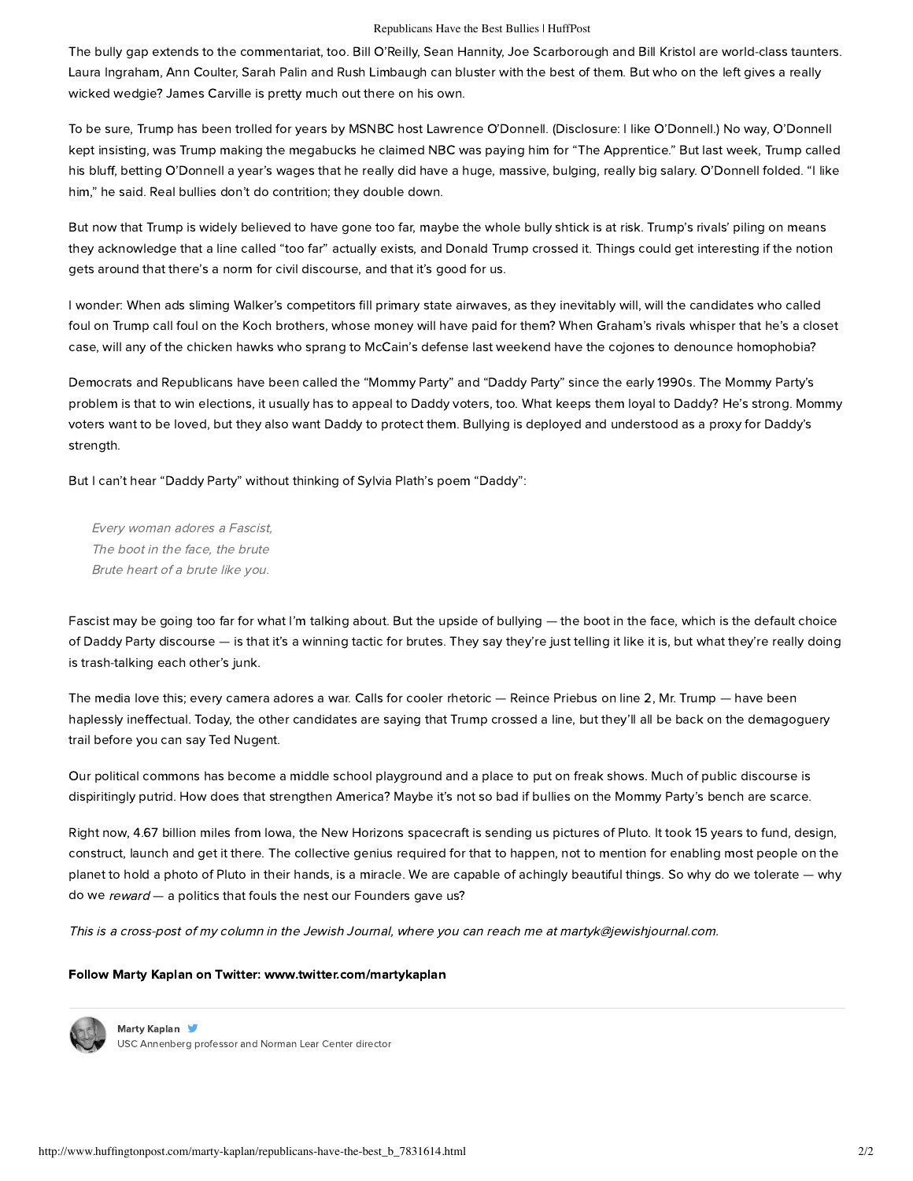The bully gap extends to the commentariat, too. Bill O'Reilly, Sean Hannity, Joe Scarborough and Bill Kristol are world-class taunters. Laura Ingraham, Ann Coulter, Sarah Palin and Rush Limbaugh can bluster with the best of them. But who on the left gives a really wicked wedgie? James Carville is pretty much out there on his own.

To be sure, Trump has been trolled for years by MSNBC host Lawrence O'Donnell. (Disclosure: I like O'Donnell.) No way, O'Donnell kept insisting, was Trump making the megabucks he claimed NBC was paying him for "The Apprentice." But last week, Trump called his bluff, betting O'Donnell a year's wages that he really did have a huge, massive, bulging, really big salary. O'Donnell folded. "I like him," he said. Real bullies don't do contrition; they double down.

But now that Trump is widely believed to have gone too far, maybe the whole bully shtick is at risk. Trump's rivals' piling on means they acknowledge that a line called "too far" actually exists, and Donald Trump crossed it. Things could get interesting if the notion gets around that there's a norm for civil discourse, and that it's good for us.

I wonder: When ads sliming Walker's competitors fill primary state airwaves, as they inevitably will, will the candidates who called foul on Trump call foul on the Koch brothers, whose money will have paid for them? When Graham's rivals whisper that he's a closet case, will any of the chicken hawks who sprang to McCain's defense last weekend have the cojones to denounce homophobia?

Democrats and Republicans have been called the "Mommy Party" and "Daddy Party" since the early 1990s. The Mommy Party's problem is that to win elections, it usually has to appeal to Daddy voters, too. What keeps them loyal to Daddy? He's strong. Mommy voters want to be loved, but they also want Daddy to protect them. Bullying is deployed and understood as a proxy for Daddy's strength.

But I can't hear "Daddy Party" without thinking of Sylvia Plath's poem "Daddy":

> *Every woman adores a Fascist,*
> *The boot in the face, the brute*
> *Brute heart of a brute like you.*

Fascist may be going too far for what I'm talking about. But the upside of bullying — the boot in the face, which is the default choice of Daddy Party discourse — is that it's a winning tactic for brutes. They say they're just telling it like it is, but what they're really doing is trash-talking each other's junk.

The media love this; every camera adores a war. Calls for cooler rhetoric — Reince Priebus on line 2, Mr. Trump — have been haplessly ineffectual. Today, the other candidates are saying that Trump crossed a line, but they'll all be back on the demagoguery trail before you can say Ted Nugent.

Our political commons has become a middle school playground and a place to put on freak shows. Much of public discourse is dispiritingly putrid. How does that strengthen America? Maybe it's not so bad if bullies on the Mommy Party's bench are scarce.

Right now, 4.67 billion miles from Iowa, the New Horizons spacecraft is sending us pictures of Pluto. It took 15 years to fund, design, construct, launch and get it there. The collective genius required for that to happen, not to mention for enabling most people on the planet to hold a photo of Pluto in their hands, is a miracle. We are capable of achingly beautiful things. So why do we tolerate — why do we *reward* — a politics that fouls the nest our Founders gave us?

*This is a cross-post of my column in the Jewish Journal, where you can reach me at martyk@jewishjournal.com.*

**Follow Marty Kaplan on Twitter: www.twitter.com/martykaplan**

---

**Marty Kaplan**
USC Annenberg professor and Norman Lear Center director